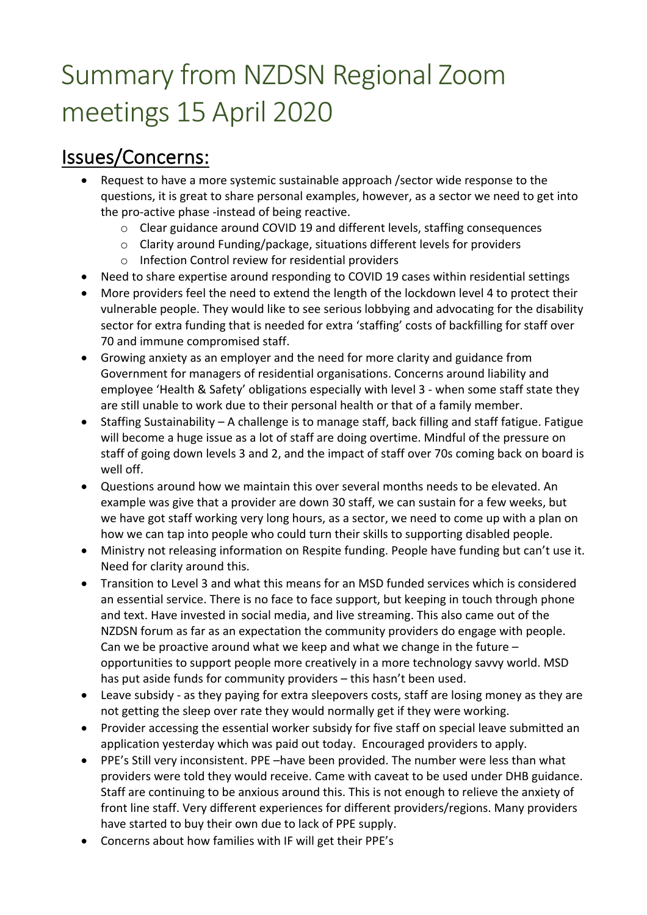# Summary from NZDSN Regional Zoom meetings 15 April 2020

## Issues/Concerns:

- Request to have a more systemic sustainable approach /sector wide response to the questions, it is great to share personal examples, however, as a sector we need to get into the pro-active phase -instead of being reactive.
    - Clear guidance around COVID 19 and different levels, staffing consequences
    - Clarity around Funding/package, situations different levels for providers
    - Infection Control review for residential providers
- Need to share expertise around responding to COVID 19 cases within residential settings
- More providers feel the need to extend the length of the lockdown level 4 to protect their vulnerable people. They would like to see serious lobbying and advocating for the disability sector for extra funding that is needed for extra 'staffing' costs of backfilling for staff over 70 and immune compromised staff.
- Growing anxiety as an employer and the need for more clarity and guidance from Government for managers of residential organisations. Concerns around liability and employee 'Health & Safety' obligations especially with level 3 - when some staff state they are still unable to work due to their personal health or that of a family member.
- Staffing Sustainability – A challenge is to manage staff, back filling and staff fatigue. Fatigue will become a huge issue as a lot of staff are doing overtime. Mindful of the pressure on staff of going down levels 3 and 2, and the impact of staff over 70s coming back on board is well off.
- Questions around how we maintain this over several months needs to be elevated. An example was give that a provider are down 30 staff, we can sustain for a few weeks, but we have got staff working very long hours, as a sector, we need to come up with a plan on how we can tap into people who could turn their skills to supporting disabled people.
- Ministry not releasing information on Respite funding. People have funding but can't use it. Need for clarity around this.
- Transition to Level 3 and what this means for an MSD funded services which is considered an essential service. There is no face to face support, but keeping in touch through phone and text. Have invested in social media, and live streaming. This also came out of the NZDSN forum as far as an expectation the community providers do engage with people. Can we be proactive around what we keep and what we change in the future – opportunities to support people more creatively in a more technology savvy world. MSD has put aside funds for community providers – this hasn't been used.
- Leave subsidy - as they paying for extra sleepovers costs, staff are losing money as they are not getting the sleep over rate they would normally get if they were working.
- Provider accessing the essential worker subsidy for five staff on special leave submitted an application yesterday which was paid out today. Encouraged providers to apply.
- PPE's Still very inconsistent. PPE –have been provided. The number were less than what providers were told they would receive. Came with caveat to be used under DHB guidance. Staff are continuing to be anxious around this. This is not enough to relieve the anxiety of front line staff. Very different experiences for different providers/regions. Many providers have started to buy their own due to lack of PPE supply.
- Concerns about how families with IF will get their PPE's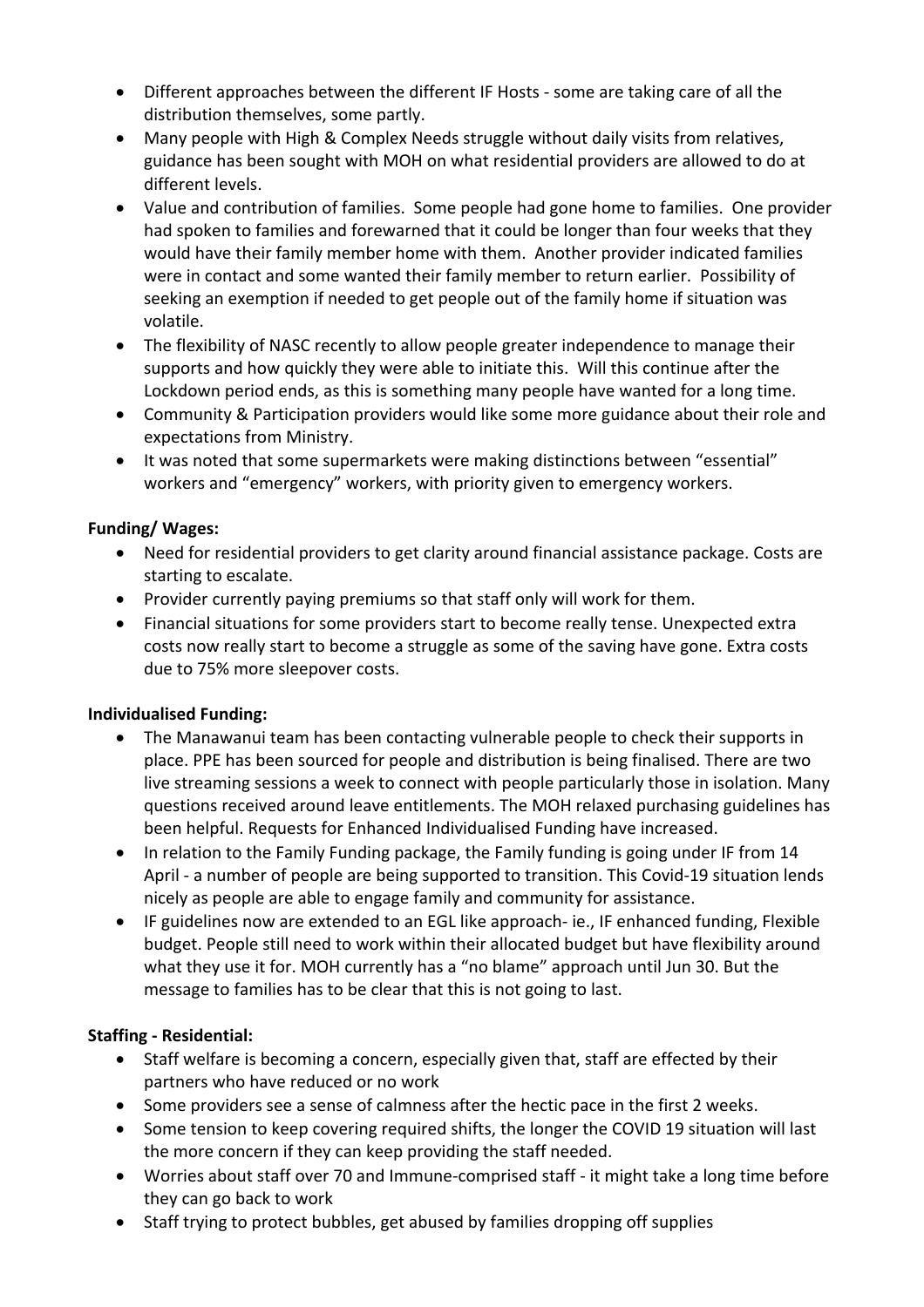- Different approaches between the different IF Hosts - some are taking care of all the distribution themselves, some partly.
- Many people with High & Complex Needs struggle without daily visits from relatives, guidance has been sought with MOH on what residential providers are allowed to do at different levels.
- Value and contribution of families. Some people had gone home to families. One provider had spoken to families and forewarned that it could be longer than four weeks that they would have their family member home with them. Another provider indicated families were in contact and some wanted their family member to return earlier. Possibility of seeking an exemption if needed to get people out of the family home if situation was volatile.
- The flexibility of NASC recently to allow people greater independence to manage their supports and how quickly they were able to initiate this. Will this continue after the Lockdown period ends, as this is something many people have wanted for a long time.
- Community & Participation providers would like some more guidance about their role and expectations from Ministry.
- It was noted that some supermarkets were making distinctions between "essential" workers and "emergency" workers, with priority given to emergency workers.

**Funding/ Wages:**

- Need for residential providers to get clarity around financial assistance package. Costs are starting to escalate.
- Provider currently paying premiums so that staff only will work for them.
- Financial situations for some providers start to become really tense. Unexpected extra costs now really start to become a struggle as some of the saving have gone. Extra costs due to 75% more sleepover costs.

**Individualised Funding:**

- The Manawanui team has been contacting vulnerable people to check their supports in place. PPE has been sourced for people and distribution is being finalised. There are two live streaming sessions a week to connect with people particularly those in isolation. Many questions received around leave entitlements. The MOH relaxed purchasing guidelines has been helpful. Requests for Enhanced Individualised Funding have increased.
- In relation to the Family Funding package, the Family funding is going under IF from 14 April - a number of people are being supported to transition. This Covid-19 situation lends nicely as people are able to engage family and community for assistance.
- IF guidelines now are extended to an EGL like approach- ie., IF enhanced funding, Flexible budget. People still need to work within their allocated budget but have flexibility around what they use it for. MOH currently has a "no blame" approach until Jun 30. But the message to families has to be clear that this is not going to last.

**Staffing - Residential:**

- Staff welfare is becoming a concern, especially given that, staff are effected by their partners who have reduced or no work
- Some providers see a sense of calmness after the hectic pace in the first 2 weeks.
- Some tension to keep covering required shifts, the longer the COVID 19 situation will last the more concern if they can keep providing the staff needed.
- Worries about staff over 70 and Immune-comprised staff - it might take a long time before they can go back to work
- Staff trying to protect bubbles, get abused by families dropping off supplies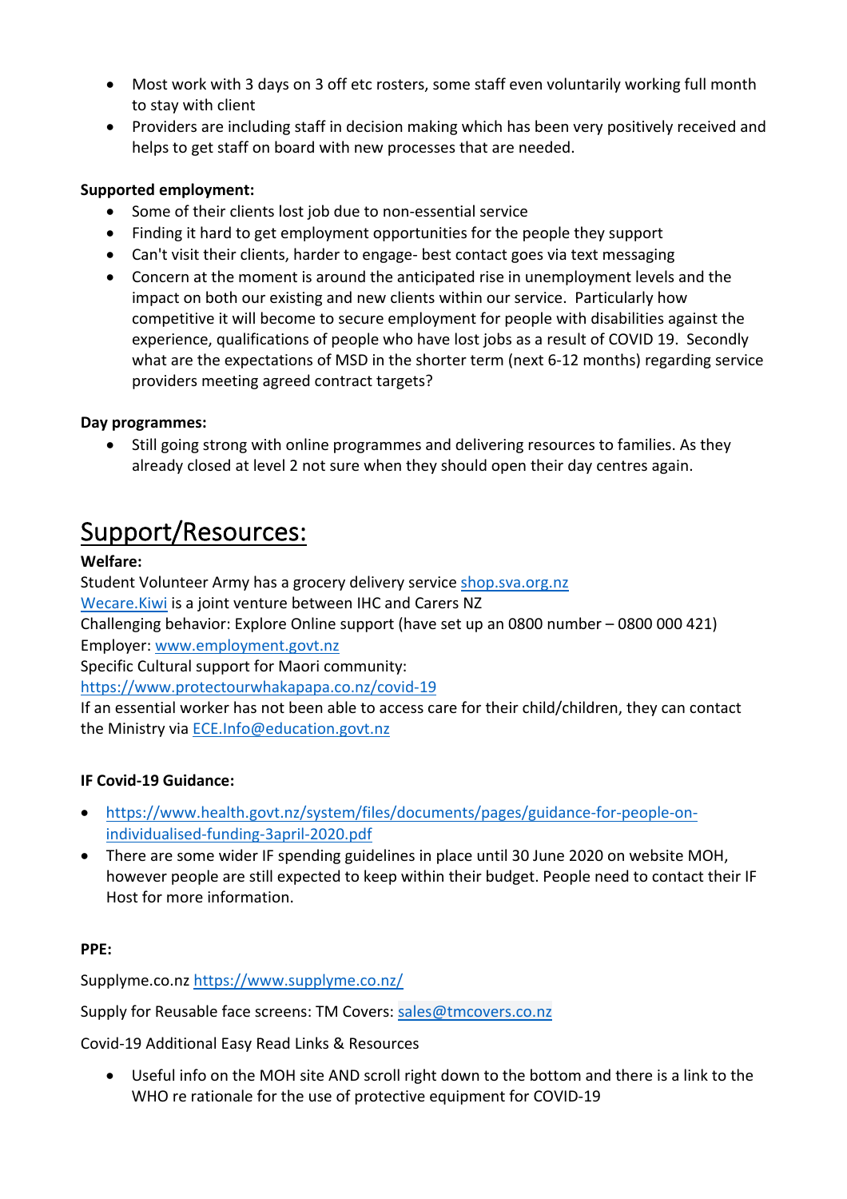- Most work with 3 days on 3 off etc rosters, some staff even voluntarily working full month to stay with client
- Providers are including staff in decision making which has been very positively received and helps to get staff on board with new processes that are needed.

**Supported employment:**

- Some of their clients lost job due to non-essential service
- Finding it hard to get employment opportunities for the people they support
- Can't visit their clients, harder to engage- best contact goes via text messaging
- Concern at the moment is around the anticipated rise in unemployment levels and the impact on both our existing and new clients within our service. Particularly how competitive it will become to secure employment for people with disabilities against the experience, qualifications of people who have lost jobs as a result of COVID 19. Secondly what are the expectations of MSD in the shorter term (next 6-12 months) regarding service providers meeting agreed contract targets?

**Day programmes:**

- Still going strong with online programmes and delivering resources to families. As they already closed at level 2 not sure when they should open their day centres again.

# Support/Resources:

**Welfare:**

Student Volunteer Army has a grocery delivery service [shop.sva.org.nz](shop.sva.org.nz)
[Wecare.Kiwi](Wecare.Kiwi) is a joint venture between IHC and Carers NZ
Challenging behavior: Explore Online support (have set up an 0800 number – 0800 000 421)
Employer: [www.employment.govt.nz](www.employment.govt.nz)
Specific Cultural support for Maori community:
[https://www.protectourwhakapapa.co.nz/covid-19](https://www.protectourwhakapapa.co.nz/covid-19)
If an essential worker has not been able to access care for their child/children, they can contact the Ministry via [ECE.Info@education.govt.nz](mailto:ECE.Info@education.govt.nz)

**IF Covid-19 Guidance:**

- [https://www.health.govt.nz/system/files/documents/pages/guidance-for-people-on-individualised-funding-3april-2020.pdf](https://www.health.govt.nz/system/files/documents/pages/guidance-for-people-on-individualised-funding-3april-2020.pdf)
- There are some wider IF spending guidelines in place until 30 June 2020 on website MOH, however people are still expected to keep within their budget. People need to contact their IF Host for more information.

**PPE:**

Supplyme.co.nz [https://www.supplyme.co.nz/](https://www.supplyme.co.nz/)

Supply for Reusable face screens: TM Covers: [sales@tmcovers.co.nz](mailto:sales@tmcovers.co.nz)

Covid-19 Additional Easy Read Links & Resources

- Useful info on the MOH site AND scroll right down to the bottom and there is a link to the WHO re rationale for the use of protective equipment for COVID-19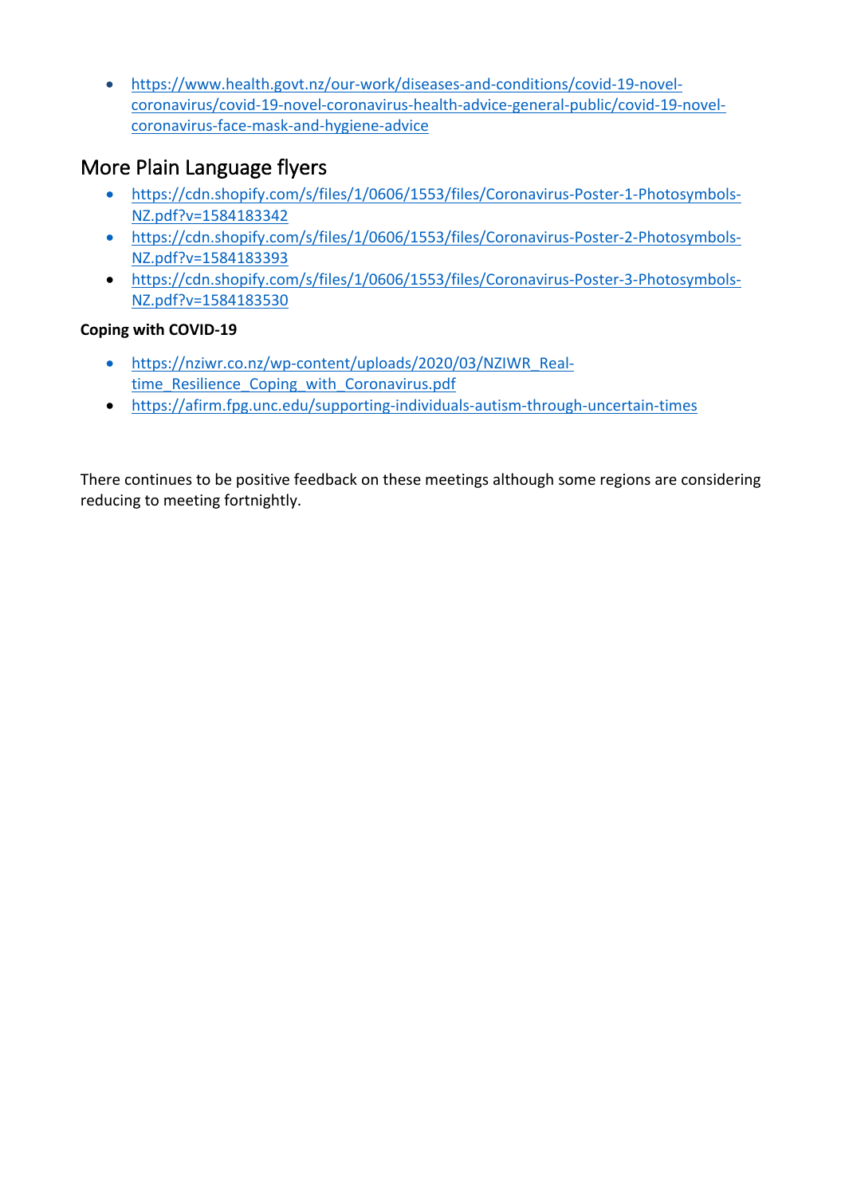- https://www.health.govt.nz/our-work/diseases-and-conditions/covid-19-novel-coronavirus/covid-19-novel-coronavirus-health-advice-general-public/covid-19-novel-coronavirus-face-mask-and-hygiene-advice

## More Plain Language flyers

- https://cdn.shopify.com/s/files/1/0606/1553/files/Coronavirus-Poster-1-Photosymbols-NZ.pdf?v=1584183342
- https://cdn.shopify.com/s/files/1/0606/1553/files/Coronavirus-Poster-2-Photosymbols-NZ.pdf?v=1584183393
- https://cdn.shopify.com/s/files/1/0606/1553/files/Coronavirus-Poster-3-Photosymbols-NZ.pdf?v=1584183530

**Coping with COVID-19**

- https://nziwr.co.nz/wp-content/uploads/2020/03/NZIWR_Real-time_Resilience_Coping_with_Coronavirus.pdf
- https://afirm.fpg.unc.edu/supporting-individuals-autism-through-uncertain-times

There continues to be positive feedback on these meetings although some regions are considering reducing to meeting fortnightly.